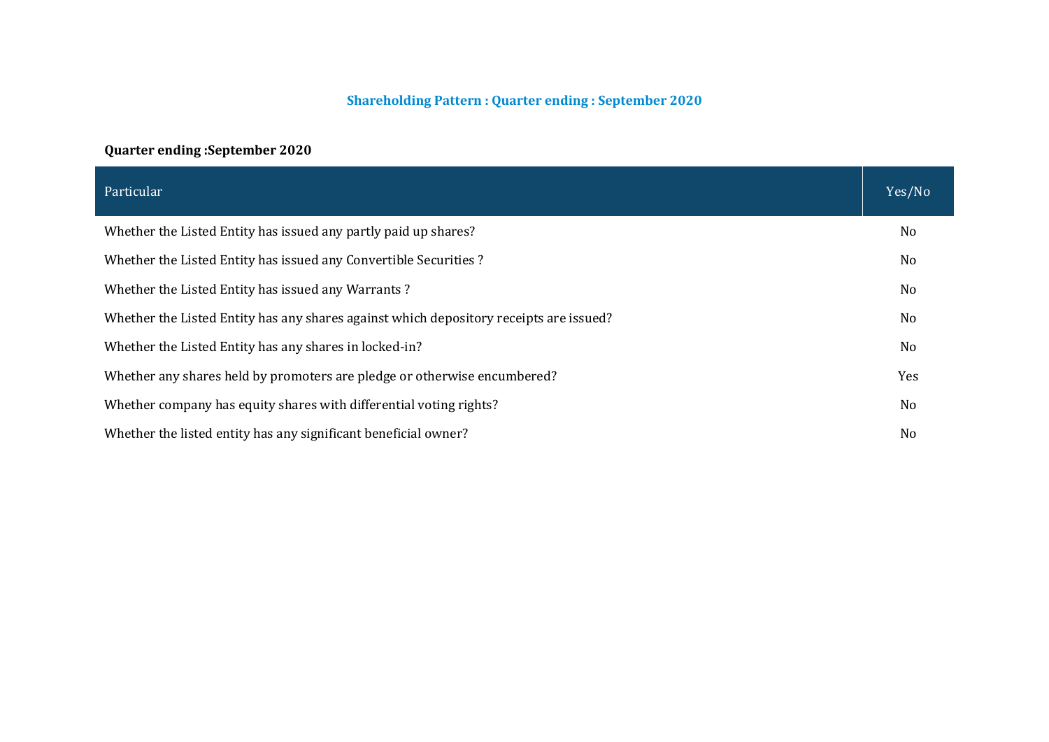# Shareholding Pattern : Quarter ending : September 2020

**Quarter ending :September 2020**

| Particular | Yes/No |
| --- | --- |
| Whether the Listed Entity has issued any partly paid up shares? | No |
| Whether the Listed Entity has issued any Convertible Securities ? | No |
| Whether the Listed Entity has issued any Warrants ? | No |
| Whether the Listed Entity has any shares against which depository receipts are issued? | No |
| Whether the Listed Entity has any shares in locked-in? | No |
| Whether any shares held by promoters are pledge or otherwise encumbered? | Yes |
| Whether company has equity shares with differential voting rights? | No |
| Whether the listed entity has any significant beneficial owner? | No |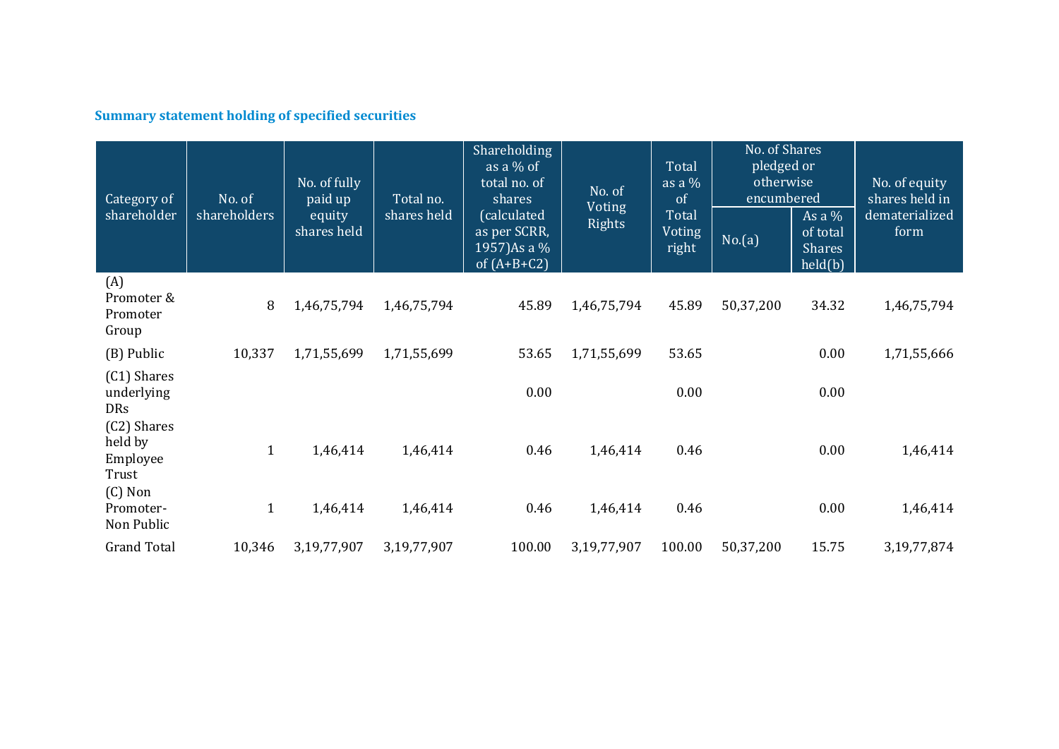## Summary statement holding of specified securities

| Category of shareholder | No. of shareholders | No. of fully paid up equity shares held | Total no. shares held | Shareholding as a % of total no. of shares (calculated as per SCRR, 1957)As a % of (A+B+C2) | No. of Voting Rights | Total as a % of Total Voting right | No. of Shares pledged or otherwise encumbered | | No. of equity shares held in dematerialized form |
|---|---|---|---|---|---|---|---|---|---|
| | | | | | | | No.(a) | As a % of total Shares held(b) | |
| (A) Promoter & Promoter Group | 8 | 1,46,75,794 | 1,46,75,794 | 45.89 | 1,46,75,794 | 45.89 | 50,37,200 | 34.32 | 1,46,75,794 |
| (B) Public | 10,337 | 1,71,55,699 | 1,71,55,699 | 53.65 | 1,71,55,699 | 53.65 | | 0.00 | 1,71,55,666 |
| (C1) Shares underlying DRs | | | | 0.00 | | 0.00 | | 0.00 | |
| (C2) Shares held by Employee Trust | 1 | 1,46,414 | 1,46,414 | 0.46 | 1,46,414 | 0.46 | | 0.00 | 1,46,414 |
| (C) Non Promoter-Non Public | 1 | 1,46,414 | 1,46,414 | 0.46 | 1,46,414 | 0.46 | | 0.00 | 1,46,414 |
| Grand Total | 10,346 | 3,19,77,907 | 3,19,77,907 | 100.00 | 3,19,77,907 | 100.00 | 50,37,200 | 15.75 | 3,19,77,874 |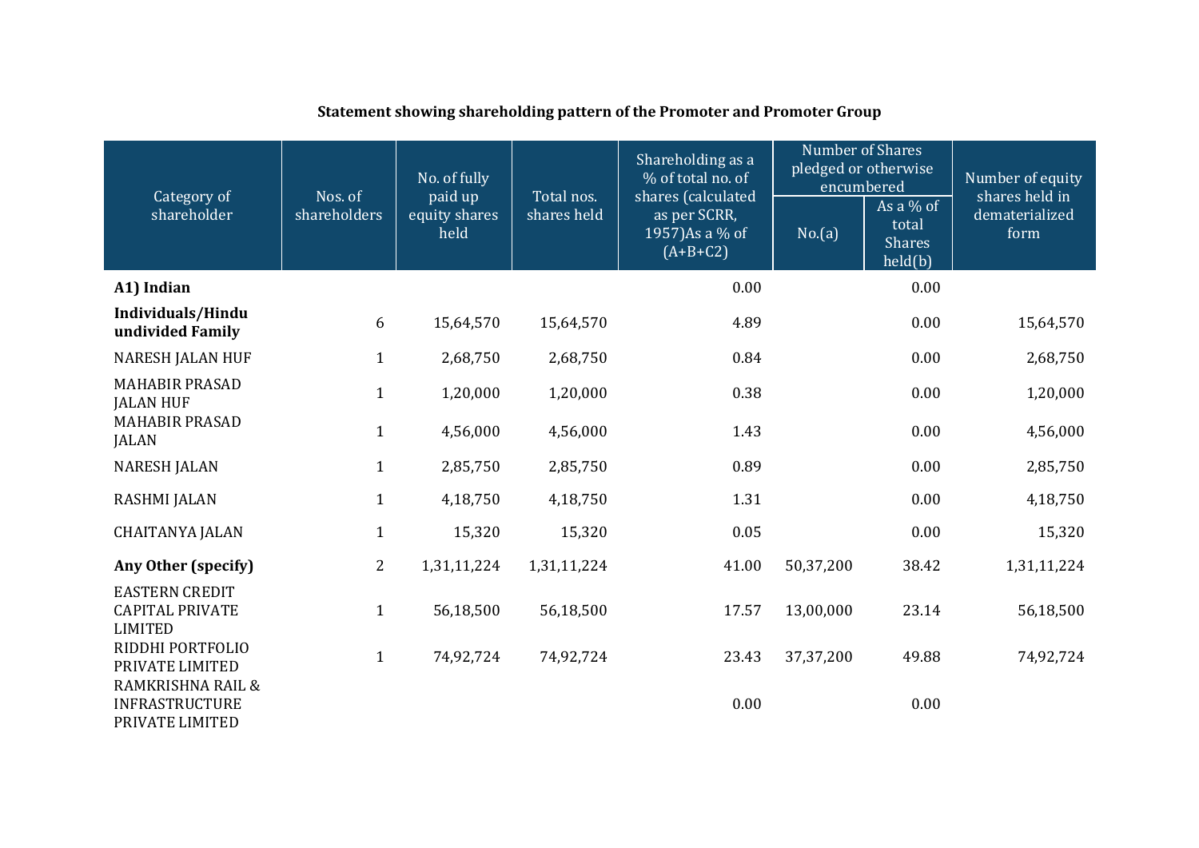**Statement showing shareholding pattern of the Promoter and Promoter Group**

| Category of shareholder | Nos. of shareholders | No. of fully paid up equity shares held | Total nos. shares held | Shareholding as a % of total no. of shares (calculated as per SCRR, 1957)As a % of (A+B+C2) | Number of Shares pledged or otherwise encumbered | | Number of equity shares held in dematerialized form |
|---|---|---|---|---|---|---|---|
| | | | | | No.(a) | As a % of total Shares held(b) | |
| **A1) Indian** | | | | 0.00 | | 0.00 | |
| **Individuals/Hindu undivided Family** | 6 | 15,64,570 | 15,64,570 | 4.89 | | 0.00 | 15,64,570 |
| NARESH JALAN HUF | 1 | 2,68,750 | 2,68,750 | 0.84 | | 0.00 | 2,68,750 |
| MAHABIR PRASAD JALAN HUF | 1 | 1,20,000 | 1,20,000 | 0.38 | | 0.00 | 1,20,000 |
| MAHABIR PRASAD JALAN | 1 | 4,56,000 | 4,56,000 | 1.43 | | 0.00 | 4,56,000 |
| NARESH JALAN | 1 | 2,85,750 | 2,85,750 | 0.89 | | 0.00 | 2,85,750 |
| RASHMI JALAN | 1 | 4,18,750 | 4,18,750 | 1.31 | | 0.00 | 4,18,750 |
| CHAITANYA JALAN | 1 | 15,320 | 15,320 | 0.05 | | 0.00 | 15,320 |
| **Any Other (specify)** | 2 | 1,31,11,224 | 1,31,11,224 | 41.00 | 50,37,200 | 38.42 | 1,31,11,224 |
| EASTERN CREDIT CAPITAL PRIVATE LIMITED | 1 | 56,18,500 | 56,18,500 | 17.57 | 13,00,000 | 23.14 | 56,18,500 |
| RIDDHI PORTFOLIO PRIVATE LIMITED | 1 | 74,92,724 | 74,92,724 | 23.43 | 37,37,200 | 49.88 | 74,92,724 |
| RAMKRISHNA RAIL & INFRASTRUCTURE PRIVATE LIMITED | | | | 0.00 | | 0.00 | |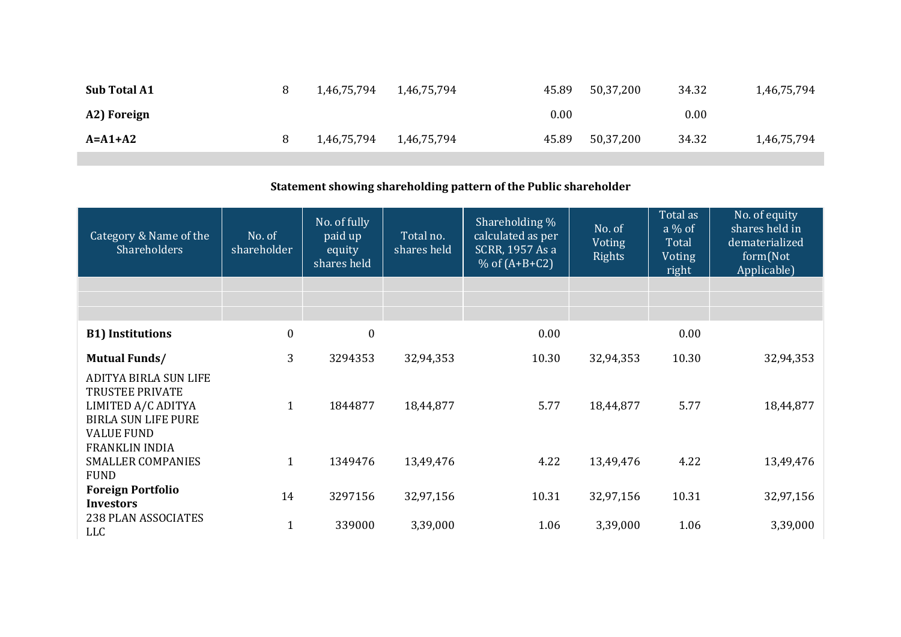| | | | | | | | |
|---|---|---|---|---|---|---|---|
| **Sub Total A1** | 8 | 1,46,75,794 | 1,46,75,794 | 45.89 | 50,37,200 | 34.32 | 1,46,75,794 |
| **A2) Foreign** | | | | 0.00 | | 0.00 | |
| **A=A1+A2** | 8 | 1,46,75,794 | 1,46,75,794 | 45.89 | 50,37,200 | 34.32 | 1,46,75,794 |

**Statement showing shareholding pattern of the Public shareholder**

| Category & Name of the Shareholders | No. of shareholder | No. of fully paid up equity shares held | Total no. shares held | Shareholding % calculated as per SCRR, 1957 As a % of (A+B+C2) | No. of Voting Rights | Total as a % of Total Voting right | No. of equity shares held in dematerialized form(Not Applicable) |
|---|---|---|---|---|---|---|---|
| | | | | | | | |
| | | | | | | | |
| | | | | | | | |
| **B1) Institutions** | 0 | 0 | | 0.00 | | 0.00 | |
| **Mutual Funds/** | 3 | 3294353 | 32,94,353 | 10.30 | 32,94,353 | 10.30 | 32,94,353 |
| ADITYA BIRLA SUN LIFE TRUSTEE PRIVATE LIMITED A/C ADITYA BIRLA SUN LIFE PURE VALUE FUND | 1 | 1844877 | 18,44,877 | 5.77 | 18,44,877 | 5.77 | 18,44,877 |
| FRANKLIN INDIA SMALLER COMPANIES FUND | 1 | 1349476 | 13,49,476 | 4.22 | 13,49,476 | 4.22 | 13,49,476 |
| **Foreign Portfolio Investors** | 14 | 3297156 | 32,97,156 | 10.31 | 32,97,156 | 10.31 | 32,97,156 |
| 238 PLAN ASSOCIATES LLC | 1 | 339000 | 3,39,000 | 1.06 | 3,39,000 | 1.06 | 3,39,000 |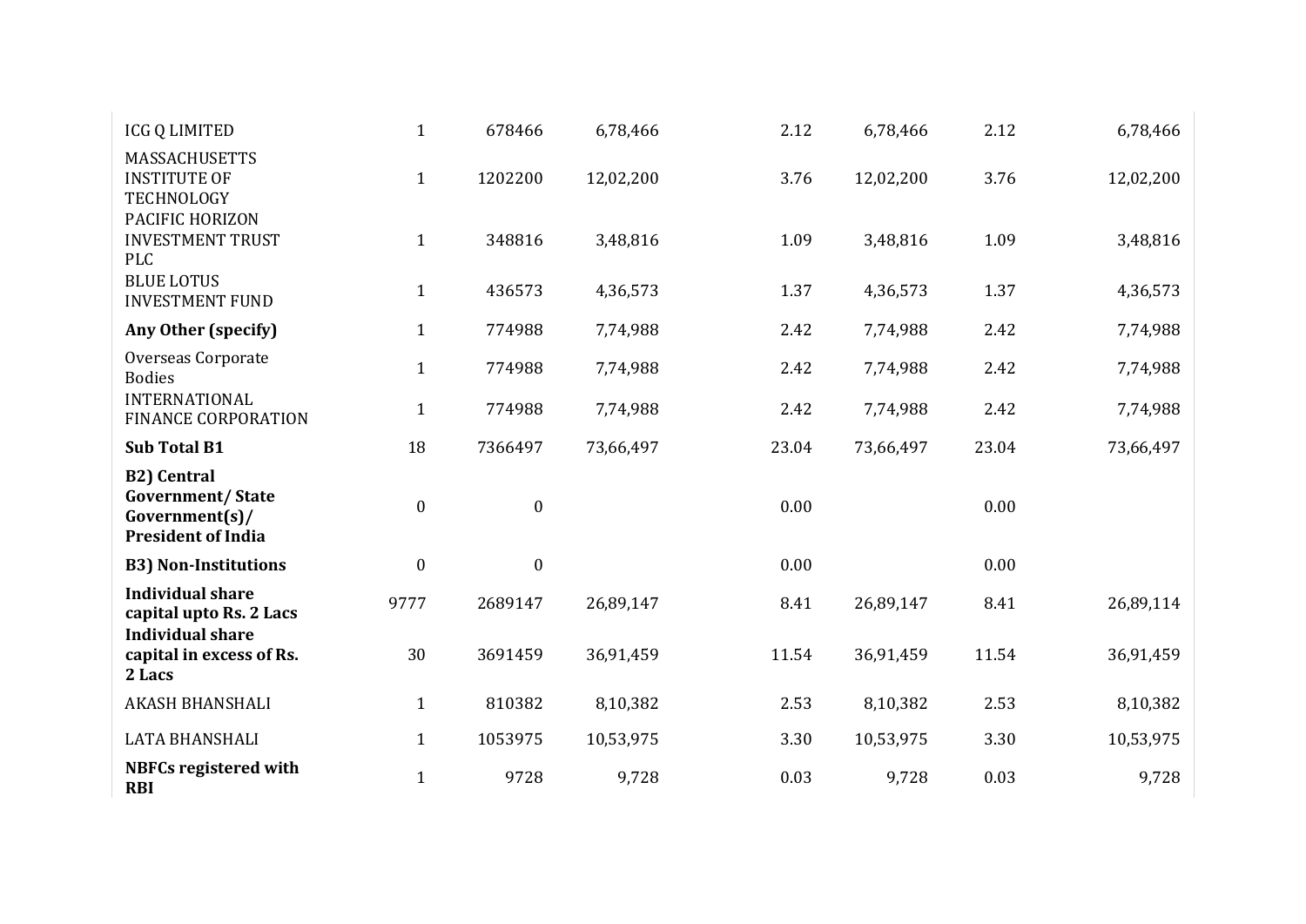| | | | | | | | |
|---|---|---|---|---|---|---|---|
| ICG Q LIMITED | 1 | 678466 | 6,78,466 | 2.12 | 6,78,466 | 2.12 | 6,78,466 |
| MASSACHUSETTS INSTITUTE OF TECHNOLOGY | 1 | 1202200 | 12,02,200 | 3.76 | 12,02,200 | 3.76 | 12,02,200 |
| PACIFIC HORIZON INVESTMENT TRUST PLC | 1 | 348816 | 3,48,816 | 1.09 | 3,48,816 | 1.09 | 3,48,816 |
| BLUE LOTUS INVESTMENT FUND | 1 | 436573 | 4,36,573 | 1.37 | 4,36,573 | 1.37 | 4,36,573 |
| **Any Other (specify)** | 1 | 774988 | 7,74,988 | 2.42 | 7,74,988 | 2.42 | 7,74,988 |
| Overseas Corporate Bodies | 1 | 774988 | 7,74,988 | 2.42 | 7,74,988 | 2.42 | 7,74,988 |
| INTERNATIONAL FINANCE CORPORATION | 1 | 774988 | 7,74,988 | 2.42 | 7,74,988 | 2.42 | 7,74,988 |
| **Sub Total B1** | 18 | 7366497 | 73,66,497 | 23.04 | 73,66,497 | 23.04 | 73,66,497 |
| **B2) Central Government/ State Government(s)/ President of India** | 0 | 0 | | 0.00 | | 0.00 | |
| **B3) Non-Institutions** | 0 | 0 | | 0.00 | | 0.00 | |
| **Individual share capital upto Rs. 2 Lacs** | 9777 | 2689147 | 26,89,147 | 8.41 | 26,89,147 | 8.41 | 26,89,114 |
| **Individual share capital in excess of Rs. 2 Lacs** | 30 | 3691459 | 36,91,459 | 11.54 | 36,91,459 | 11.54 | 36,91,459 |
| AKASH BHANSHALI | 1 | 810382 | 8,10,382 | 2.53 | 8,10,382 | 2.53 | 8,10,382 |
| LATA BHANSHALI | 1 | 1053975 | 10,53,975 | 3.30 | 10,53,975 | 3.30 | 10,53,975 |
| **NBFCs registered with RBI** | 1 | 9728 | 9,728 | 0.03 | 9,728 | 0.03 | 9,728 |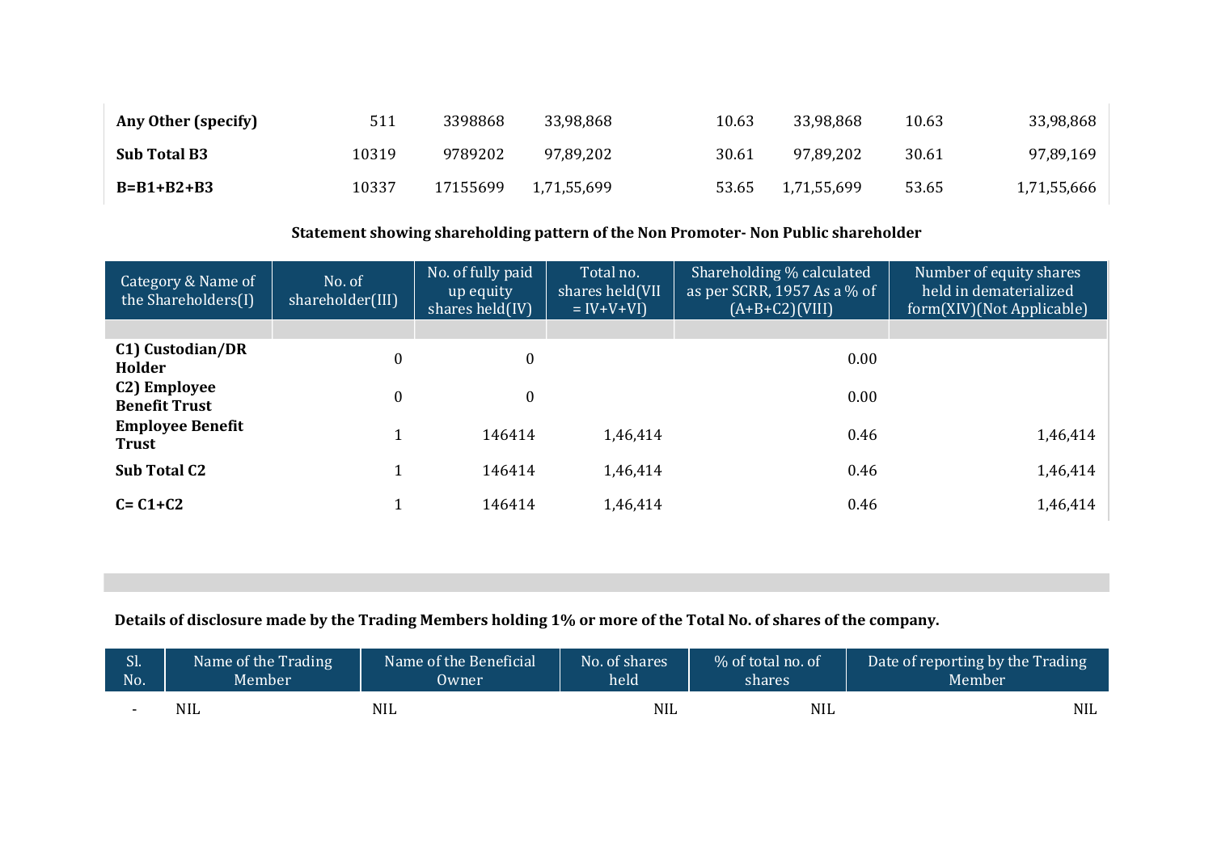| | | | | | | | |
|---|---|---|---|---|---|---|---|
| **Any Other (specify)** | 511 | 3398868 | 33,98,868 | 10.63 | 33,98,868 | 10.63 | 33,98,868 |
| **Sub Total B3** | 10319 | 9789202 | 97,89,202 | 30.61 | 97,89,202 | 30.61 | 97,89,169 |
| **B=B1+B2+B3** | 10337 | 17155699 | 1,71,55,699 | 53.65 | 1,71,55,699 | 53.65 | 1,71,55,666 |

**Statement showing shareholding pattern of the Non Promoter- Non Public shareholder**

| Category & Name of the Shareholders(I) | No. of shareholder(III) | No. of fully paid up equity shares held(IV) | Total no. shares held(VII = IV+V+VI) | Shareholding % calculated as per SCRR, 1957 As a % of (A+B+C2)(VIII) | Number of equity shares held in dematerialized form(XIV)(Not Applicable) |
|---|---|---|---|---|---|
| | | | | | |
| **C1) Custodian/DR Holder** | 0 | 0 | | 0.00 | |
| **C2) Employee Benefit Trust** | 0 | 0 | | 0.00 | |
| **Employee Benefit Trust** | 1 | 146414 | 1,46,414 | 0.46 | 1,46,414 |
| **Sub Total C2** | 1 | 146414 | 1,46,414 | 0.46 | 1,46,414 |
| **C= C1+C2** | 1 | 146414 | 1,46,414 | 0.46 | 1,46,414 |

**Details of disclosure made by the Trading Members holding 1% or more of the Total No. of shares of the company.**

| Sl. No. | Name of the Trading Member | Name of the Beneficial Owner | No. of shares held | % of total no. of shares | Date of reporting by the Trading Member |
|---|---|---|---|---|---|
| - | NIL | NIL | NIL | NIL | NIL |